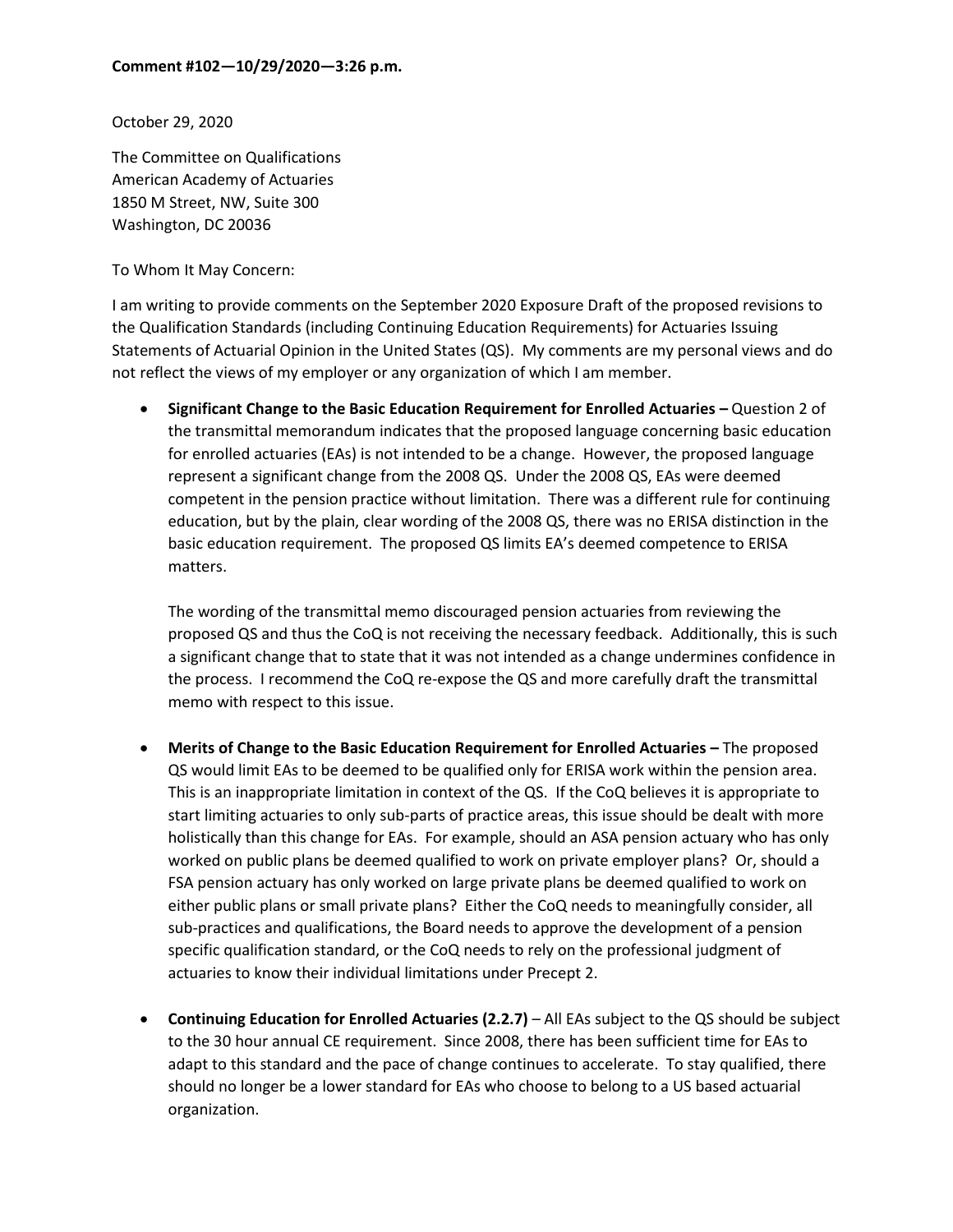**Comment #102—10/29/2020—3:26 p.m.**

October 29, 2020

The Committee on Qualifications
American Academy of Actuaries
1850 M Street, NW, Suite 300
Washington, DC 20036

To Whom It May Concern:

I am writing to provide comments on the September 2020 Exposure Draft of the proposed revisions to the Qualification Standards (including Continuing Education Requirements) for Actuaries Issuing Statements of Actuarial Opinion in the United States (QS). My comments are my personal views and do not reflect the views of my employer or any organization of which I am member.

- **Significant Change to the Basic Education Requirement for Enrolled Actuaries –** Question 2 of the transmittal memorandum indicates that the proposed language concerning basic education for enrolled actuaries (EAs) is not intended to be a change. However, the proposed language represent a significant change from the 2008 QS. Under the 2008 QS, EAs were deemed competent in the pension practice without limitation. There was a different rule for continuing education, but by the plain, clear wording of the 2008 QS, there was no ERISA distinction in the basic education requirement. The proposed QS limits EA's deemed competence to ERISA matters.

  The wording of the transmittal memo discouraged pension actuaries from reviewing the proposed QS and thus the CoQ is not receiving the necessary feedback. Additionally, this is such a significant change that to state that it was not intended as a change undermines confidence in the process. I recommend the CoQ re-expose the QS and more carefully draft the transmittal memo with respect to this issue.

- **Merits of Change to the Basic Education Requirement for Enrolled Actuaries –** The proposed QS would limit EAs to be deemed to be qualified only for ERISA work within the pension area. This is an inappropriate limitation in context of the QS. If the CoQ believes it is appropriate to start limiting actuaries to only sub-parts of practice areas, this issue should be dealt with more holistically than this change for EAs. For example, should an ASA pension actuary who has only worked on public plans be deemed qualified to work on private employer plans? Or, should a FSA pension actuary has only worked on large private plans be deemed qualified to work on either public plans or small private plans? Either the CoQ needs to meaningfully consider, all sub-practices and qualifications, the Board needs to approve the development of a pension specific qualification standard, or the CoQ needs to rely on the professional judgment of actuaries to know their individual limitations under Precept 2.

- **Continuing Education for Enrolled Actuaries (2.2.7)** – All EAs subject to the QS should be subject to the 30 hour annual CE requirement. Since 2008, there has been sufficient time for EAs to adapt to this standard and the pace of change continues to accelerate. To stay qualified, there should no longer be a lower standard for EAs who choose to belong to a US based actuarial organization.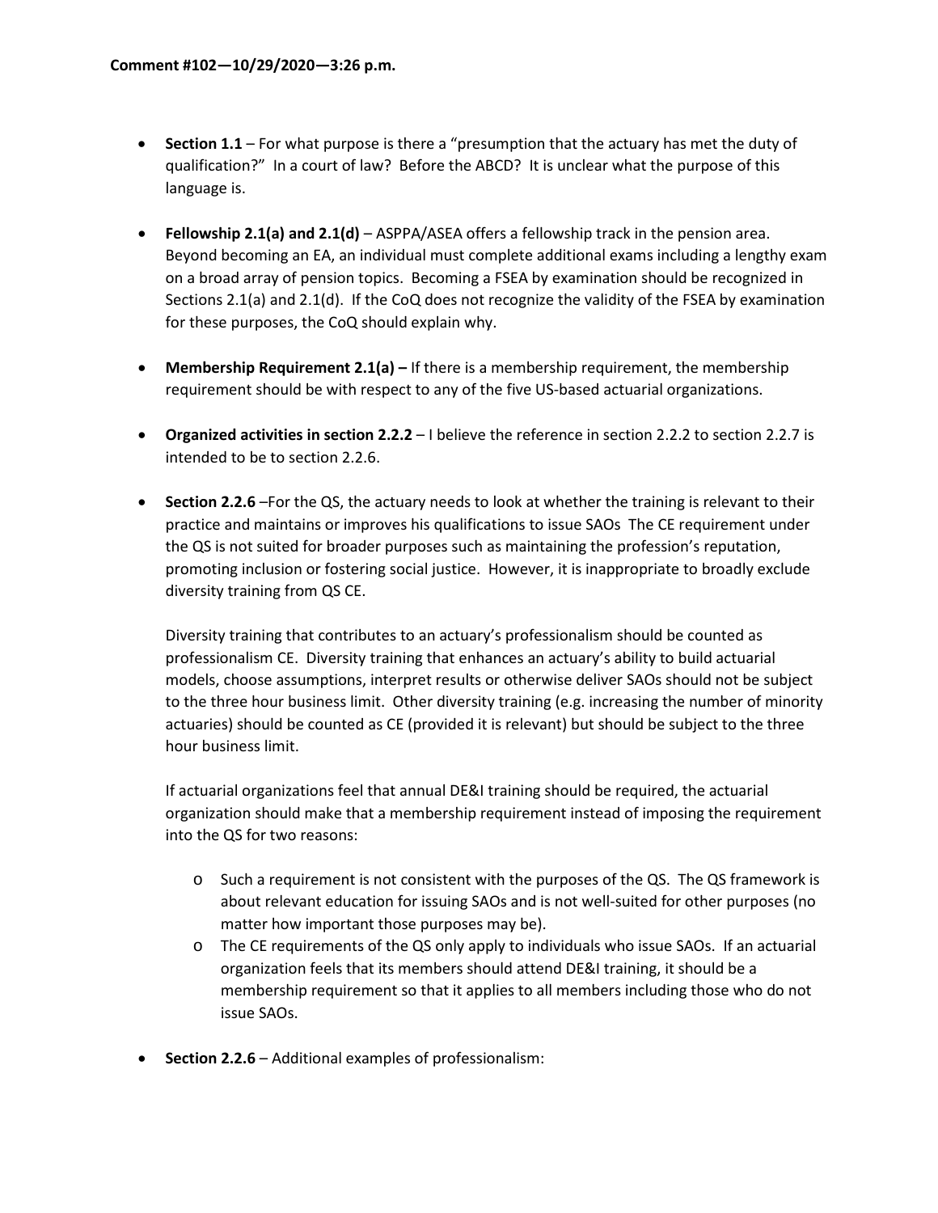**Comment #102—10/29/2020—3:26 p.m.**

- **Section 1.1** – For what purpose is there a "presumption that the actuary has met the duty of qualification?" In a court of law? Before the ABCD? It is unclear what the purpose of this language is.

- **Fellowship 2.1(a) and 2.1(d)** – ASPPA/ASEA offers a fellowship track in the pension area. Beyond becoming an EA, an individual must complete additional exams including a lengthy exam on a broad array of pension topics. Becoming a FSEA by examination should be recognized in Sections 2.1(a) and 2.1(d). If the CoQ does not recognize the validity of the FSEA by examination for these purposes, the CoQ should explain why.

- **Membership Requirement 2.1(a) –** If there is a membership requirement, the membership requirement should be with respect to any of the five US-based actuarial organizations.

- **Organized activities in section 2.2.2** – I believe the reference in section 2.2.2 to section 2.2.7 is intended to be to section 2.2.6.

- **Section 2.2.6** –For the QS, the actuary needs to look at whether the training is relevant to their practice and maintains or improves his qualifications to issue SAOs The CE requirement under the QS is not suited for broader purposes such as maintaining the profession's reputation, promoting inclusion or fostering social justice. However, it is inappropriate to broadly exclude diversity training from QS CE.

  Diversity training that contributes to an actuary's professionalism should be counted as professionalism CE. Diversity training that enhances an actuary's ability to build actuarial models, choose assumptions, interpret results or otherwise deliver SAOs should not be subject to the three hour business limit. Other diversity training (e.g. increasing the number of minority actuaries) should be counted as CE (provided it is relevant) but should be subject to the three hour business limit.

  If actuarial organizations feel that annual DE&I training should be required, the actuarial organization should make that a membership requirement instead of imposing the requirement into the QS for two reasons:

  - Such a requirement is not consistent with the purposes of the QS. The QS framework is about relevant education for issuing SAOs and is not well-suited for other purposes (no matter how important those purposes may be).
  - The CE requirements of the QS only apply to individuals who issue SAOs. If an actuarial organization feels that its members should attend DE&I training, it should be a membership requirement so that it applies to all members including those who do not issue SAOs.

- **Section 2.2.6** – Additional examples of professionalism: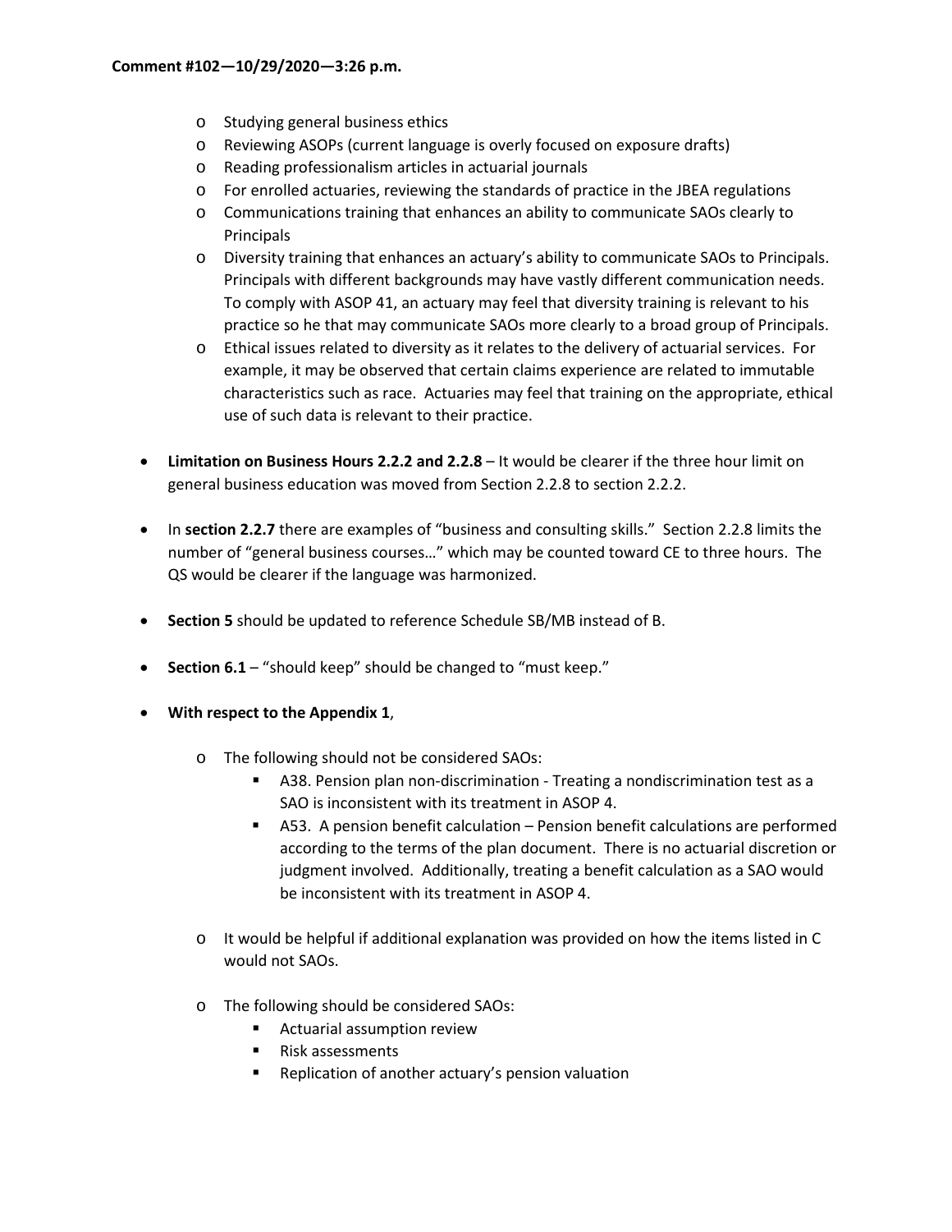**Comment #102—10/29/2020—3:26 p.m.**

- Studying general business ethics
- Reviewing ASOPs (current language is overly focused on exposure drafts)
- Reading professionalism articles in actuarial journals
- For enrolled actuaries, reviewing the standards of practice in the JBEA regulations
- Communications training that enhances an ability to communicate SAOs clearly to Principals
- Diversity training that enhances an actuary's ability to communicate SAOs to Principals. Principals with different backgrounds may have vastly different communication needs. To comply with ASOP 41, an actuary may feel that diversity training is relevant to his practice so he that may communicate SAOs more clearly to a broad group of Principals.
- Ethical issues related to diversity as it relates to the delivery of actuarial services. For example, it may be observed that certain claims experience are related to immutable characteristics such as race. Actuaries may feel that training on the appropriate, ethical use of such data is relevant to their practice.

- **Limitation on Business Hours 2.2.2 and 2.2.8** – It would be clearer if the three hour limit on general business education was moved from Section 2.2.8 to section 2.2.2.

- In **section 2.2.7** there are examples of "business and consulting skills." Section 2.2.8 limits the number of "general business courses…" which may be counted toward CE to three hours. The QS would be clearer if the language was harmonized.

- **Section 5** should be updated to reference Schedule SB/MB instead of B.

- **Section 6.1** – "should keep" should be changed to "must keep."

- **With respect to the Appendix 1**,

  - The following should not be considered SAOs:
    - A38. Pension plan non-discrimination - Treating a nondiscrimination test as a SAO is inconsistent with its treatment in ASOP 4.
    - A53. A pension benefit calculation – Pension benefit calculations are performed according to the terms of the plan document. There is no actuarial discretion or judgment involved. Additionally, treating a benefit calculation as a SAO would be inconsistent with its treatment in ASOP 4.

  - It would be helpful if additional explanation was provided on how the items listed in C would not SAOs.

  - The following should be considered SAOs:
    - Actuarial assumption review
    - Risk assessments
    - Replication of another actuary's pension valuation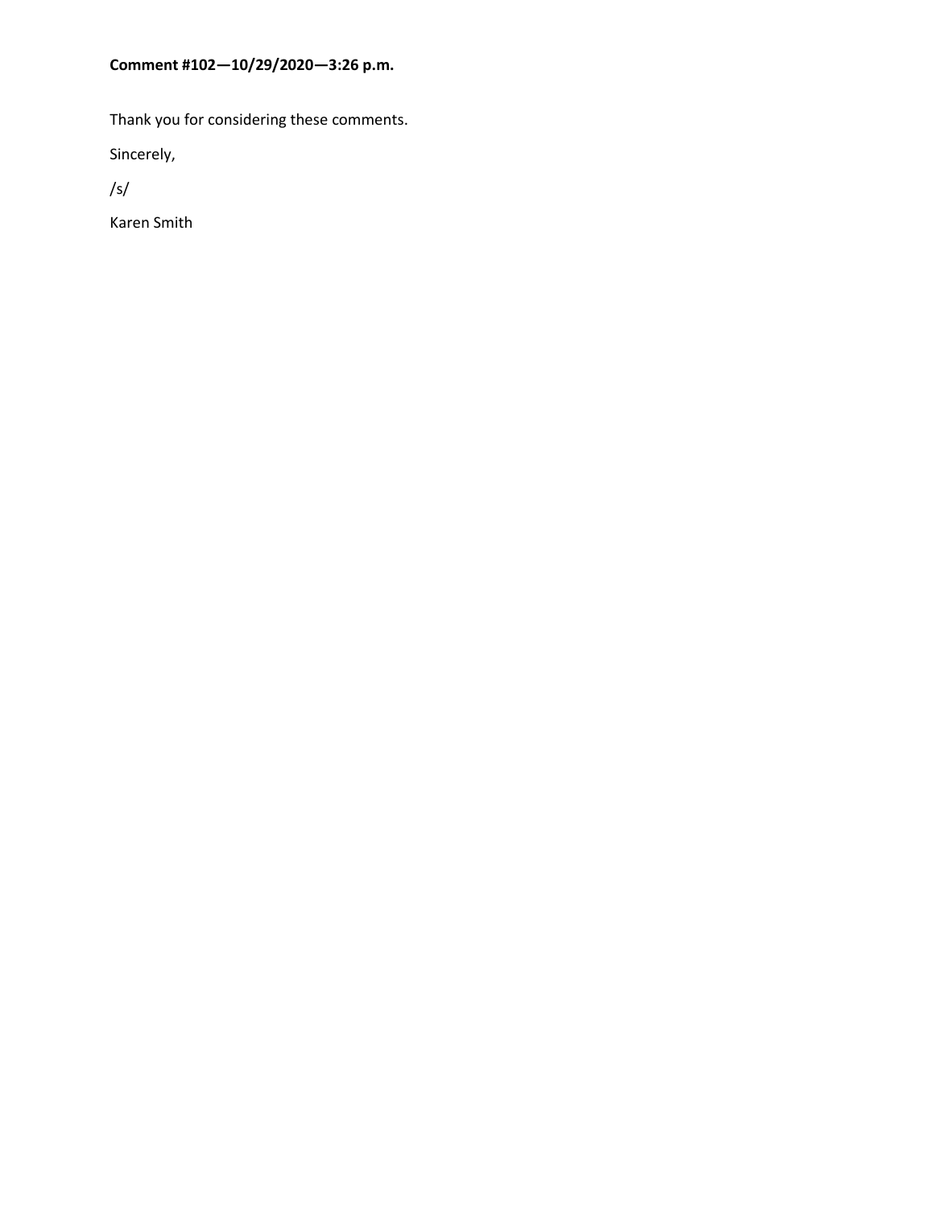**Comment #102—10/29/2020—3:26 p.m.**

Thank you for considering these comments.

Sincerely,

/s/

Karen Smith